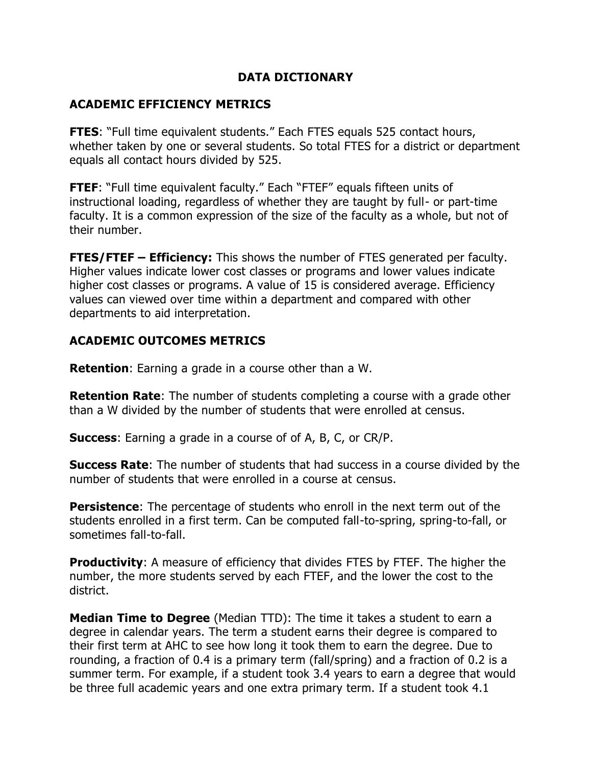# DATA DICTIONARY

## ACADEMIC EFFICIENCY METRICS

**FTES**: "Full time equivalent students." Each FTES equals 525 contact hours, whether taken by one or several students. So total FTES for a district or department equals all contact hours divided by 525.

**FTEF**: "Full time equivalent faculty." Each "FTEF" equals fifteen units of instructional loading, regardless of whether they are taught by full- or part-time faculty. It is a common expression of the size of the faculty as a whole, but not of their number.

**FTES/FTEF – Efficiency:** This shows the number of FTES generated per faculty. Higher values indicate lower cost classes or programs and lower values indicate higher cost classes or programs. A value of 15 is considered average. Efficiency values can viewed over time within a department and compared with other departments to aid interpretation.

## ACADEMIC OUTCOMES METRICS

**Retention**: Earning a grade in a course other than a W.

**Retention Rate**: The number of students completing a course with a grade other than a W divided by the number of students that were enrolled at census.

**Success**: Earning a grade in a course of of A, B, C, or CR/P.

**Success Rate**: The number of students that had success in a course divided by the number of students that were enrolled in a course at census.

**Persistence**: The percentage of students who enroll in the next term out of the students enrolled in a first term. Can be computed fall-to-spring, spring-to-fall, or sometimes fall-to-fall.

**Productivity**: A measure of efficiency that divides FTES by FTEF. The higher the number, the more students served by each FTEF, and the lower the cost to the district.

**Median Time to Degree** (Median TTD): The time it takes a student to earn a degree in calendar years. The term a student earns their degree is compared to their first term at AHC to see how long it took them to earn the degree. Due to rounding, a fraction of 0.4 is a primary term (fall/spring) and a fraction of 0.2 is a summer term. For example, if a student took 3.4 years to earn a degree that would be three full academic years and one extra primary term. If a student took 4.1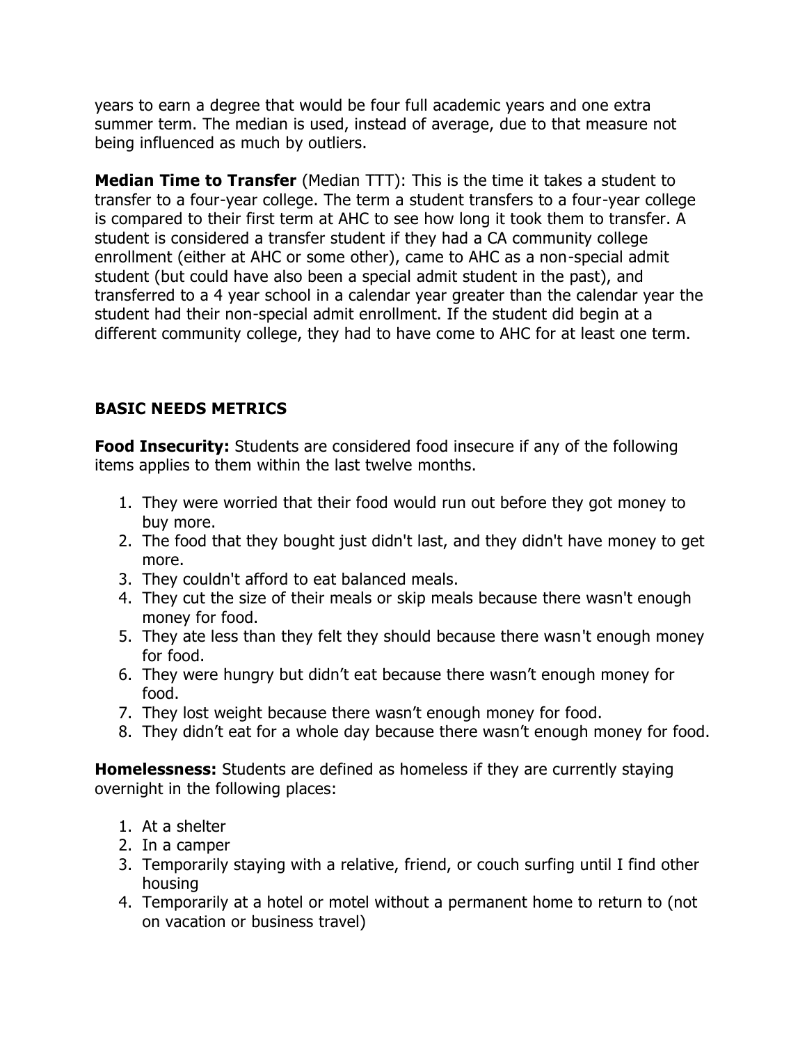years to earn a degree that would be four full academic years and one extra summer term. The median is used, instead of average, due to that measure not being influenced as much by outliers.

**Median Time to Transfer** (Median TTT): This is the time it takes a student to transfer to a four-year college. The term a student transfers to a four-year college is compared to their first term at AHC to see how long it took them to transfer. A student is considered a transfer student if they had a CA community college enrollment (either at AHC or some other), came to AHC as a non-special admit student (but could have also been a special admit student in the past), and transferred to a 4 year school in a calendar year greater than the calendar year the student had their non-special admit enrollment. If the student did begin at a different community college, they had to have come to AHC for at least one term.

## BASIC NEEDS METRICS

**Food Insecurity:** Students are considered food insecure if any of the following items applies to them within the last twelve months.

1. They were worried that their food would run out before they got money to buy more.
2. The food that they bought just didn't last, and they didn't have money to get more.
3. They couldn't afford to eat balanced meals.
4. They cut the size of their meals or skip meals because there wasn't enough money for food.
5. They ate less than they felt they should because there wasn't enough money for food.
6. They were hungry but didn't eat because there wasn't enough money for food.
7. They lost weight because there wasn't enough money for food.
8. They didn't eat for a whole day because there wasn't enough money for food.

**Homelessness:** Students are defined as homeless if they are currently staying overnight in the following places:

1. At a shelter
2. In a camper
3. Temporarily staying with a relative, friend, or couch surfing until I find other housing
4. Temporarily at a hotel or motel without a permanent home to return to (not on vacation or business travel)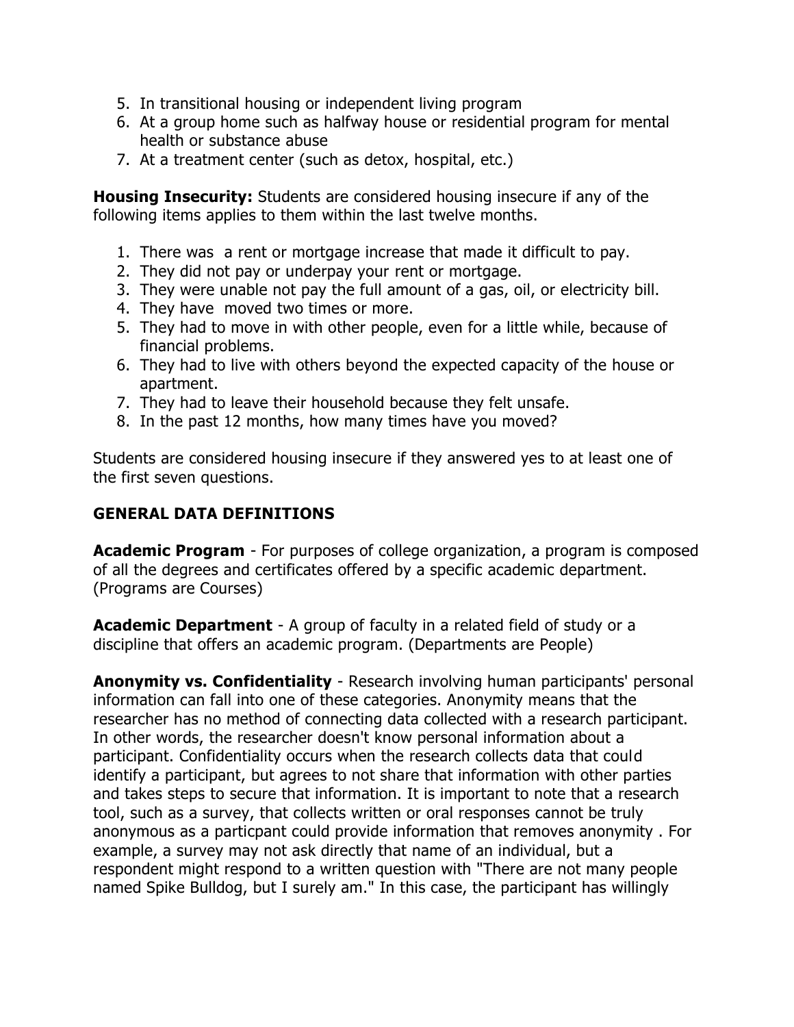5. In transitional housing or independent living program
6. At a group home such as halfway house or residential program for mental health or substance abuse
7. At a treatment center (such as detox, hospital, etc.)

**Housing Insecurity:** Students are considered housing insecure if any of the following items applies to them within the last twelve months.

1. There was a rent or mortgage increase that made it difficult to pay.
2. They did not pay or underpay your rent or mortgage.
3. They were unable not pay the full amount of a gas, oil, or electricity bill.
4. They have moved two times or more.
5. They had to move in with other people, even for a little while, because of financial problems.
6. They had to live with others beyond the expected capacity of the house or apartment.
7. They had to leave their household because they felt unsafe.
8. In the past 12 months, how many times have you moved?

Students are considered housing insecure if they answered yes to at least one of the first seven questions.

## GENERAL DATA DEFINITIONS

**Academic Program** - For purposes of college organization, a program is composed of all the degrees and certificates offered by a specific academic department. (Programs are Courses)

**Academic Department** - A group of faculty in a related field of study or a discipline that offers an academic program. (Departments are People)

**Anonymity vs. Confidentiality** - Research involving human participants' personal information can fall into one of these categories. Anonymity means that the researcher has no method of connecting data collected with a research participant. In other words, the researcher doesn't know personal information about a participant. Confidentiality occurs when the research collects data that could identify a participant, but agrees to not share that information with other parties and takes steps to secure that information. It is important to note that a research tool, such as a survey, that collects written or oral responses cannot be truly anonymous as a particpant could provide information that removes anonymity . For example, a survey may not ask directly that name of an individual, but a respondent might respond to a written question with "There are not many people named Spike Bulldog, but I surely am." In this case, the participant has willingly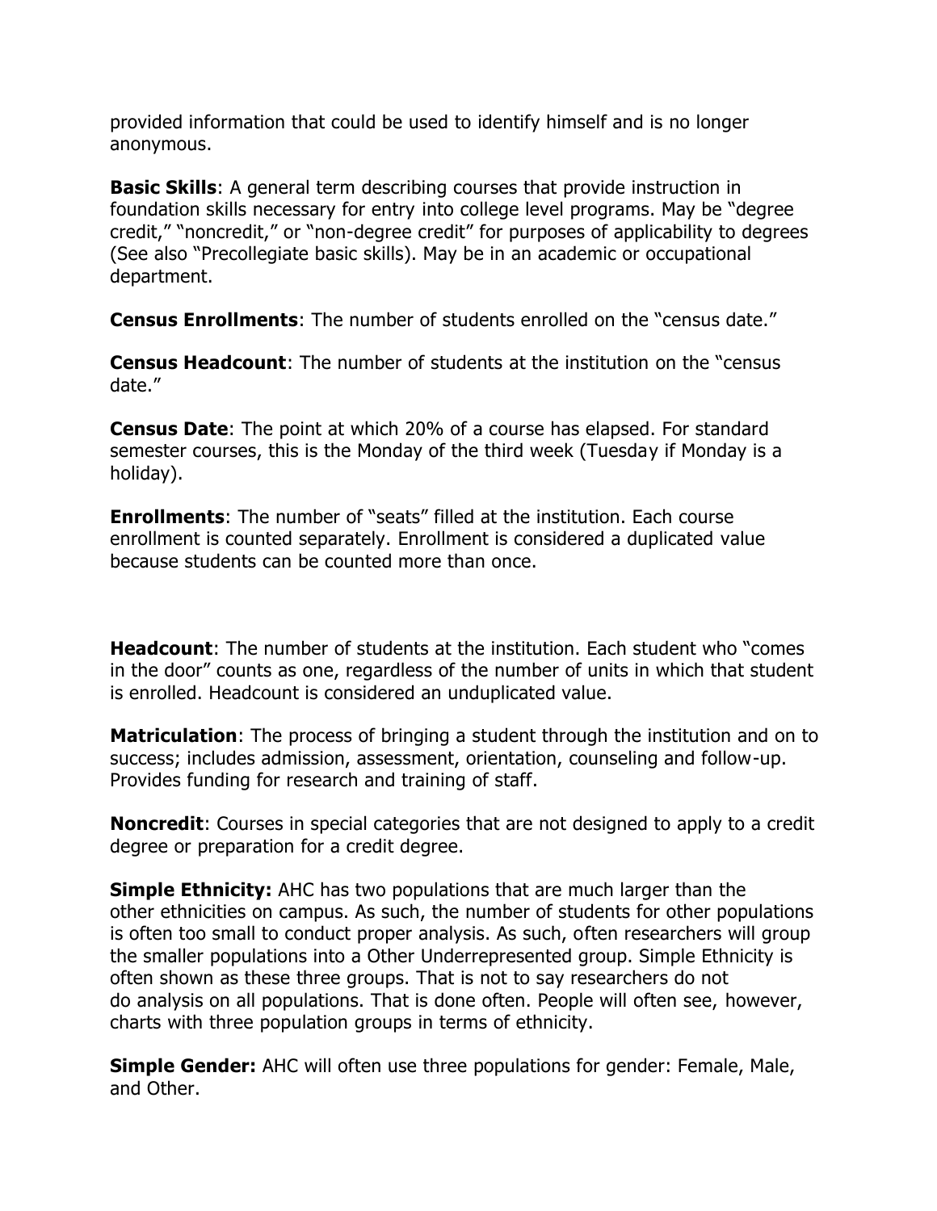provided information that could be used to identify himself and is no longer anonymous.

**Basic Skills**: A general term describing courses that provide instruction in foundation skills necessary for entry into college level programs. May be "degree credit," "noncredit," or "non-degree credit" for purposes of applicability to degrees (See also "Precollegiate basic skills). May be in an academic or occupational department.

**Census Enrollments**: The number of students enrolled on the "census date."

**Census Headcount**: The number of students at the institution on the "census date."

**Census Date**: The point at which 20% of a course has elapsed. For standard semester courses, this is the Monday of the third week (Tuesday if Monday is a holiday).

**Enrollments**: The number of "seats" filled at the institution. Each course enrollment is counted separately. Enrollment is considered a duplicated value because students can be counted more than once.

**Headcount**: The number of students at the institution. Each student who "comes in the door" counts as one, regardless of the number of units in which that student is enrolled. Headcount is considered an unduplicated value.

**Matriculation**: The process of bringing a student through the institution and on to success; includes admission, assessment, orientation, counseling and follow-up. Provides funding for research and training of staff.

**Noncredit**: Courses in special categories that are not designed to apply to a credit degree or preparation for a credit degree.

**Simple Ethnicity:** AHC has two populations that are much larger than the other ethnicities on campus. As such, the number of students for other populations is often too small to conduct proper analysis. As such, often researchers will group the smaller populations into a Other Underrepresented group. Simple Ethnicity is often shown as these three groups. That is not to say researchers do not do analysis on all populations. That is done often. People will often see, however, charts with three population groups in terms of ethnicity.

**Simple Gender:** AHC will often use three populations for gender: Female, Male, and Other.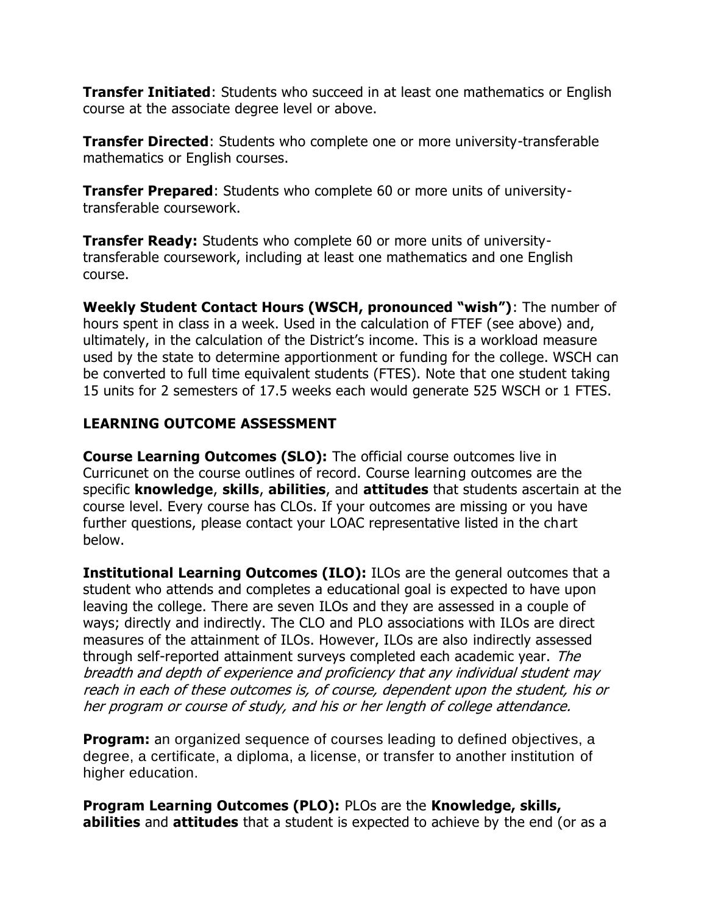**Transfer Initiated**: Students who succeed in at least one mathematics or English course at the associate degree level or above.

**Transfer Directed**: Students who complete one or more university-transferable mathematics or English courses.

**Transfer Prepared**: Students who complete 60 or more units of university-transferable coursework.

**Transfer Ready:** Students who complete 60 or more units of university-transferable coursework, including at least one mathematics and one English course.

**Weekly Student Contact Hours (WSCH, pronounced "wish")**: The number of hours spent in class in a week. Used in the calculation of FTEF (see above) and, ultimately, in the calculation of the District's income. This is a workload measure used by the state to determine apportionment or funding for the college. WSCH can be converted to full time equivalent students (FTES). Note that one student taking 15 units for 2 semesters of 17.5 weeks each would generate 525 WSCH or 1 FTES.

## LEARNING OUTCOME ASSESSMENT

**Course Learning Outcomes (SLO):** The official course outcomes live in Curricunet on the course outlines of record. Course learning outcomes are the specific **knowledge**, **skills**, **abilities**, and **attitudes** that students ascertain at the course level. Every course has CLOs. If your outcomes are missing or you have further questions, please contact your LOAC representative listed in the chart below.

**Institutional Learning Outcomes (ILO):** ILOs are the general outcomes that a student who attends and completes a educational goal is expected to have upon leaving the college. There are seven ILOs and they are assessed in a couple of ways; directly and indirectly. The CLO and PLO associations with ILOs are direct measures of the attainment of ILOs. However, ILOs are also indirectly assessed through self-reported attainment surveys completed each academic year. *The breadth and depth of experience and proficiency that any individual student may reach in each of these outcomes is, of course, dependent upon the student, his or her program or course of study, and his or her length of college attendance.*

**Program:** an organized sequence of courses leading to defined objectives, a degree, a certificate, a diploma, a license, or transfer to another institution of higher education.

**Program Learning Outcomes (PLO):** PLOs are the **Knowledge, skills, abilities** and **attitudes** that a student is expected to achieve by the end (or as a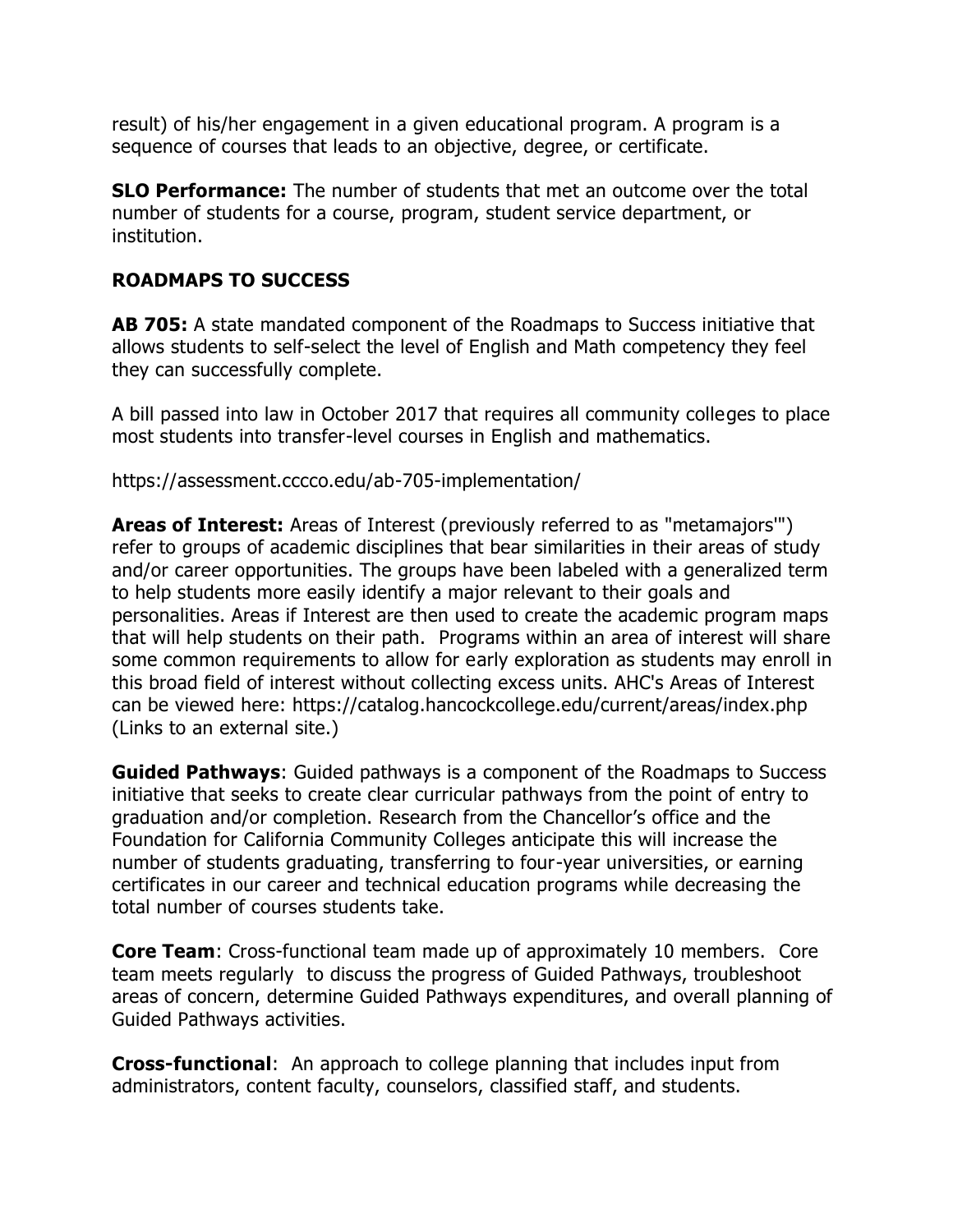result) of his/her engagement in a given educational program. A program is a sequence of courses that leads to an objective, degree, or certificate.

**SLO Performance:** The number of students that met an outcome over the total number of students for a course, program, student service department, or institution.

## ROADMAPS TO SUCCESS

**AB 705:** A state mandated component of the Roadmaps to Success initiative that allows students to self-select the level of English and Math competency they feel they can successfully complete.

A bill passed into law in October 2017 that requires all community colleges to place most students into transfer-level courses in English and mathematics.

https://assessment.cccco.edu/ab-705-implementation/

**Areas of Interest:** Areas of Interest (previously referred to as "metamajors'") refer to groups of academic disciplines that bear similarities in their areas of study and/or career opportunities. The groups have been labeled with a generalized term to help students more easily identify a major relevant to their goals and personalities. Areas if Interest are then used to create the academic program maps that will help students on their path. Programs within an area of interest will share some common requirements to allow for early exploration as students may enroll in this broad field of interest without collecting excess units. AHC's Areas of Interest can be viewed here: https://catalog.hancockcollege.edu/current/areas/index.php (Links to an external site.)

**Guided Pathways**: Guided pathways is a component of the Roadmaps to Success initiative that seeks to create clear curricular pathways from the point of entry to graduation and/or completion. Research from the Chancellor's office and the Foundation for California Community Colleges anticipate this will increase the number of students graduating, transferring to four-year universities, or earning certificates in our career and technical education programs while decreasing the total number of courses students take.

**Core Team**: Cross-functional team made up of approximately 10 members. Core team meets regularly to discuss the progress of Guided Pathways, troubleshoot areas of concern, determine Guided Pathways expenditures, and overall planning of Guided Pathways activities.

**Cross-functional**: An approach to college planning that includes input from administrators, content faculty, counselors, classified staff, and students.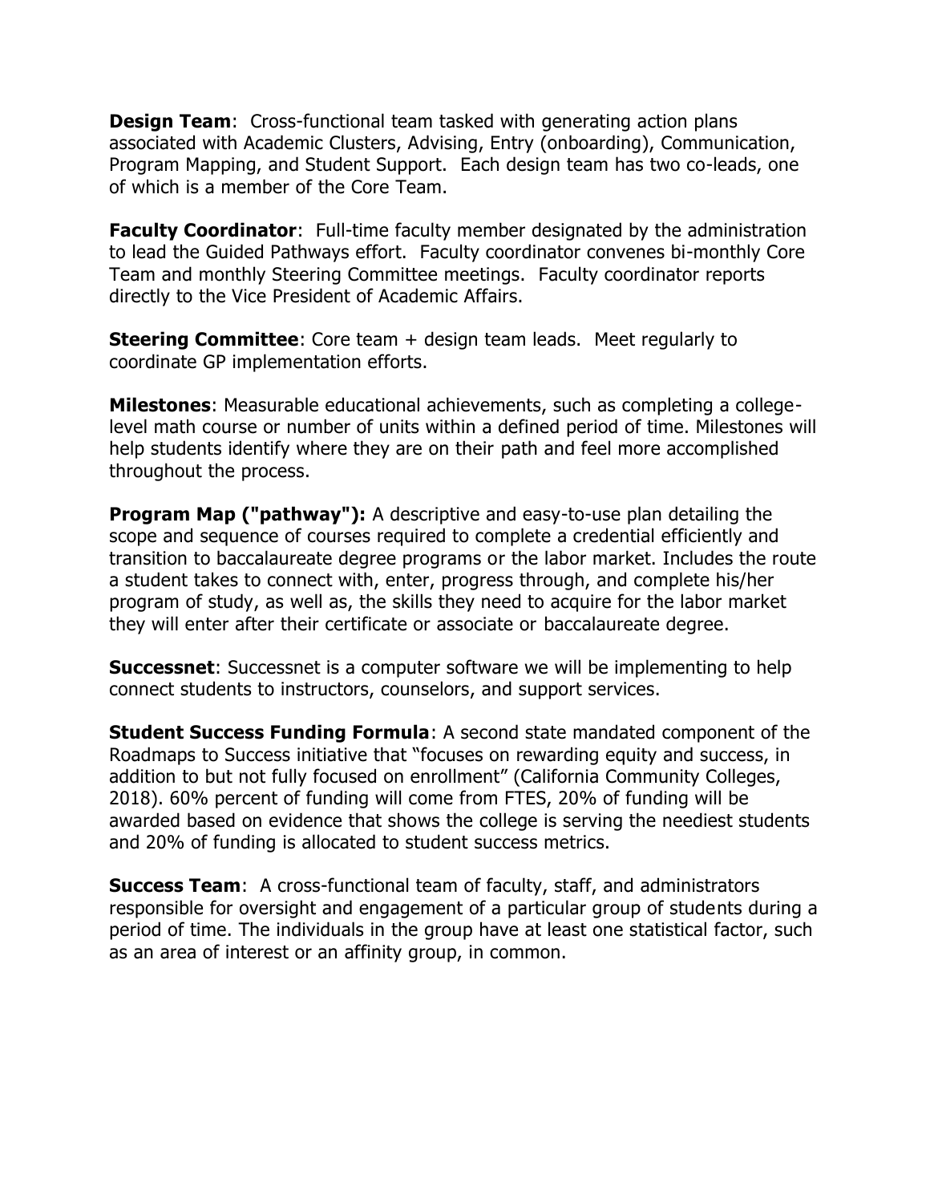**Design Team**: Cross-functional team tasked with generating action plans associated with Academic Clusters, Advising, Entry (onboarding), Communication, Program Mapping, and Student Support. Each design team has two co-leads, one of which is a member of the Core Team.

**Faculty Coordinator**: Full-time faculty member designated by the administration to lead the Guided Pathways effort. Faculty coordinator convenes bi-monthly Core Team and monthly Steering Committee meetings. Faculty coordinator reports directly to the Vice President of Academic Affairs.

**Steering Committee**: Core team + design team leads. Meet regularly to coordinate GP implementation efforts.

**Milestones**: Measurable educational achievements, such as completing a college-level math course or number of units within a defined period of time. Milestones will help students identify where they are on their path and feel more accomplished throughout the process.

**Program Map ("pathway"):** A descriptive and easy-to-use plan detailing the scope and sequence of courses required to complete a credential efficiently and transition to baccalaureate degree programs or the labor market. Includes the route a student takes to connect with, enter, progress through, and complete his/her program of study, as well as, the skills they need to acquire for the labor market they will enter after their certificate or associate or baccalaureate degree.

**Successnet**: Successnet is a computer software we will be implementing to help connect students to instructors, counselors, and support services.

**Student Success Funding Formula**: A second state mandated component of the Roadmaps to Success initiative that "focuses on rewarding equity and success, in addition to but not fully focused on enrollment" (California Community Colleges, 2018). 60% percent of funding will come from FTES, 20% of funding will be awarded based on evidence that shows the college is serving the neediest students and 20% of funding is allocated to student success metrics.

**Success Team**: A cross-functional team of faculty, staff, and administrators responsible for oversight and engagement of a particular group of students during a period of time. The individuals in the group have at least one statistical factor, such as an area of interest or an affinity group, in common.